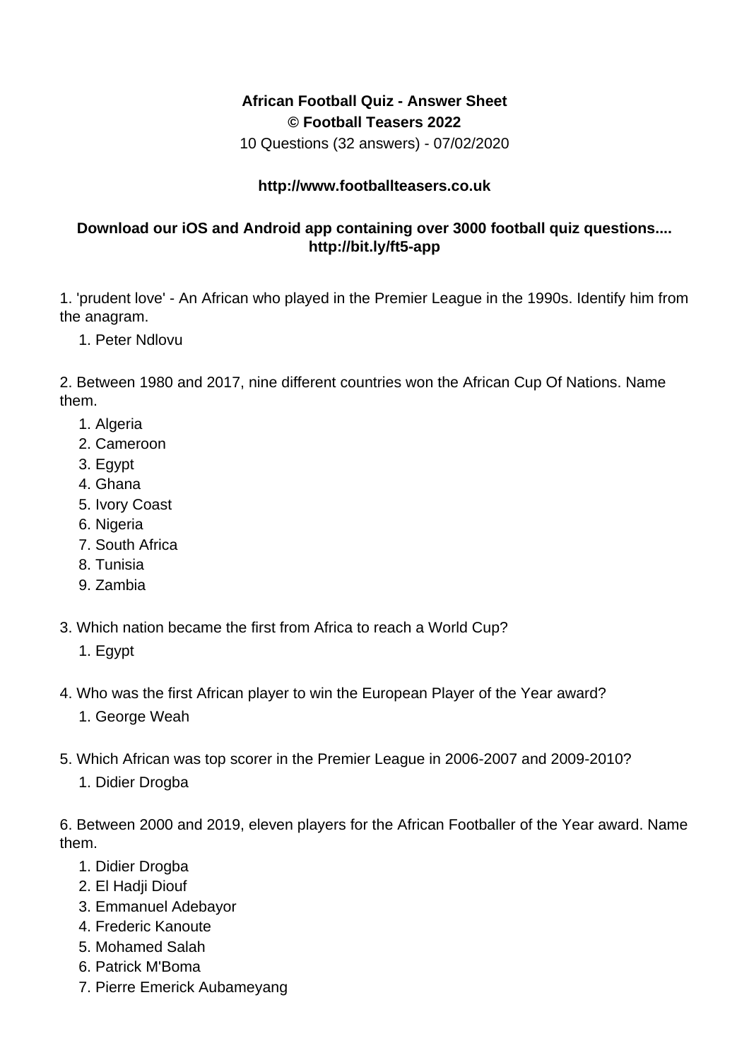**African Football Quiz - Answer Sheet**
**© Football Teasers 2022**
10 Questions (32 answers) - 07/02/2020

**http://www.footballteasers.co.uk**

**Download our iOS and Android app containing over 3000 football quiz questions....**
**http://bit.ly/ft5-app**

1. 'prudent love' - An African who played in the Premier League in the 1990s. Identify him from the anagram.
    1. Peter Ndlovu

2. Between 1980 and 2017, nine different countries won the African Cup Of Nations. Name them.
    1. Algeria
    2. Cameroon
    3. Egypt
    4. Ghana
    5. Ivory Coast
    6. Nigeria
    7. South Africa
    8. Tunisia
    9. Zambia

3. Which nation became the first from Africa to reach a World Cup?
    1. Egypt

4. Who was the first African player to win the European Player of the Year award?
    1. George Weah

5. Which African was top scorer in the Premier League in 2006-2007 and 2009-2010?
    1. Didier Drogba

6. Between 2000 and 2019, eleven players for the African Footballer of the Year award. Name them.
    1. Didier Drogba
    2. El Hadji Diouf
    3. Emmanuel Adebayor
    4. Frederic Kanoute
    5. Mohamed Salah
    6. Patrick M'Boma
    7. Pierre Emerick Aubameyang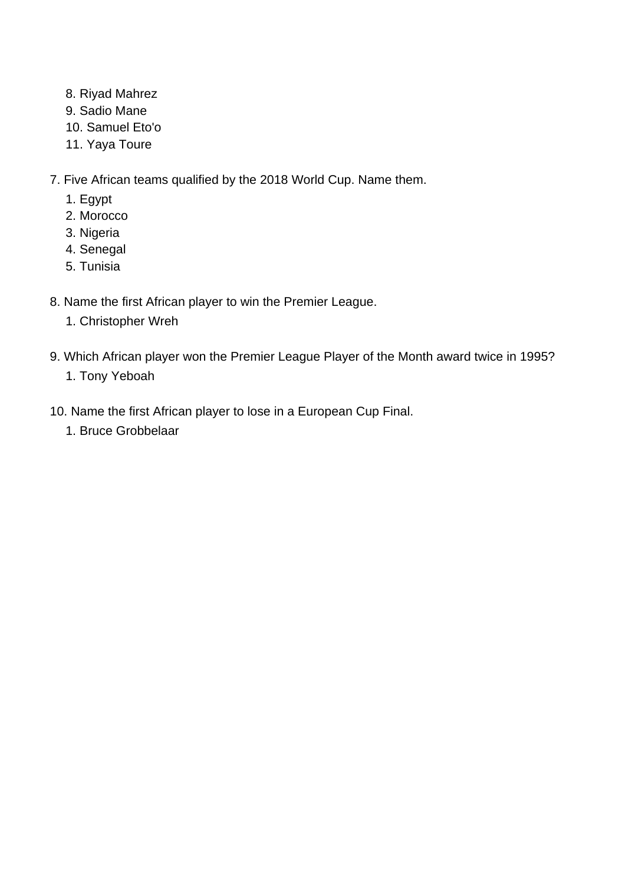8. Riyad Mahrez
9. Sadio Mane
10. Samuel Eto'o
11. Yaya Toure

7. Five African teams qualified by the 2018 World Cup. Name them.
   1. Egypt
   2. Morocco
   3. Nigeria
   4. Senegal
   5. Tunisia

8. Name the first African player to win the Premier League.
   1. Christopher Wreh

9. Which African player won the Premier League Player of the Month award twice in 1995?
   1. Tony Yeboah

10. Name the first African player to lose in a European Cup Final.
    1. Bruce Grobbelaar